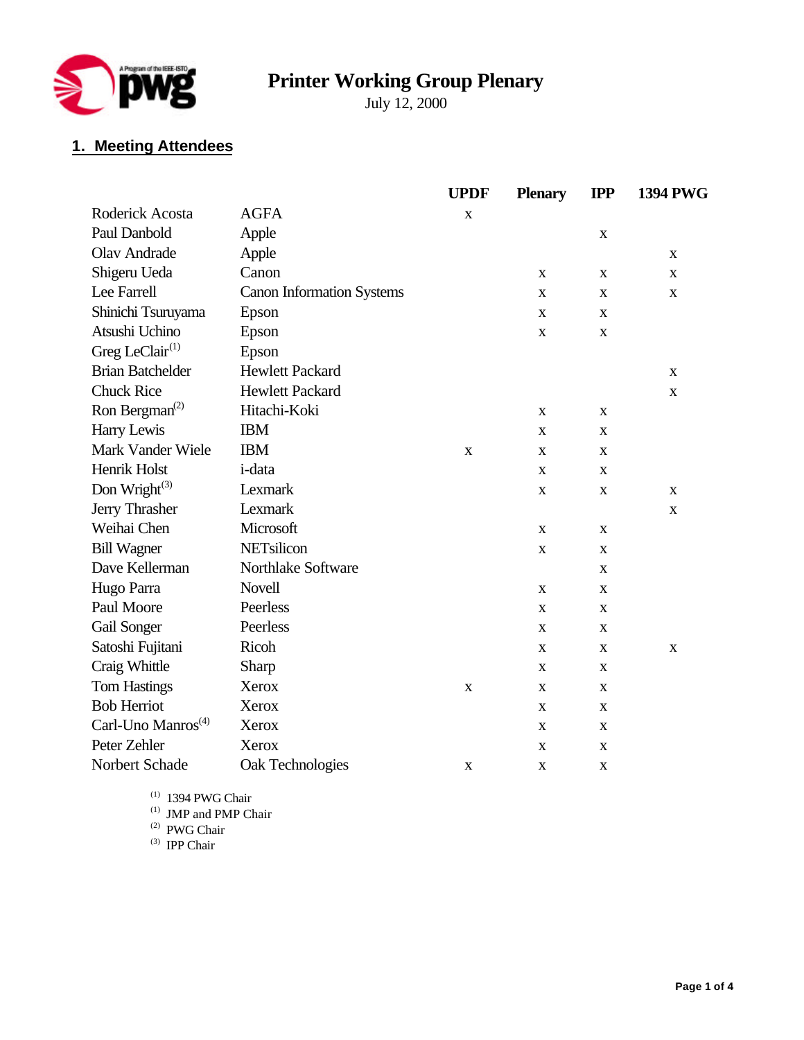# Printer Working Group Plenary

July 12, 2000

## 1. Meeting Attendees

| | | UPDF | Plenary | IPP | 1394 PWG |
|---|---|---|---|---|---|
| Roderick Acosta | AGFA | x | | | |
| Paul Danbold | Apple | | | x | |
| Olav Andrade | Apple | | | | x |
| Shigeru Ueda | Canon | | x | x | x |
| Lee Farrell | Canon Information Systems | | x | x | x |
| Shinichi Tsuruyama | Epson | | x | x | |
| Atsushi Uchino | Epson | | x | x | |
| Greg LeClair[(1)] | Epson | | | | |
| Brian Batchelder | Hewlett Packard | | | | x |
| Chuck Rice | Hewlett Packard | | | | x |
| Ron Bergman[(2)] | Hitachi-Koki | | x | x | |
| Harry Lewis | IBM | | x | x | |
| Mark Vander Wiele | IBM | x | x | x | |
| Henrik Holst | i-data | | x | x | |
| Don Wright[(3)] | Lexmark | | x | x | x |
| Jerry Thrasher | Lexmark | | | | x |
| Weihai Chen | Microsoft | | x | x | |
| Bill Wagner | NETsilicon | | x | x | |
| Dave Kellerman | Northlake Software | | | x | |
| Hugo Parra | Novell | | x | x | |
| Paul Moore | Peerless | | x | x | |
| Gail Songer | Peerless | | x | x | |
| Satoshi Fujitani | Ricoh | | x | x | x |
| Craig Whittle | Sharp | | x | x | |
| Tom Hastings | Xerox | x | x | x | |
| Bob Herriot | Xerox | | x | x | |
| Carl-Uno Manros[(4)] | Xerox | | x | x | |
| Peter Zehler | Xerox | | x | x | |
| Norbert Schade | Oak Technologies | x | x | x | |

(1) 1394 PWG Chair
(1) JMP and PMP Chair
(2) PWG Chair
(3) IPP Chair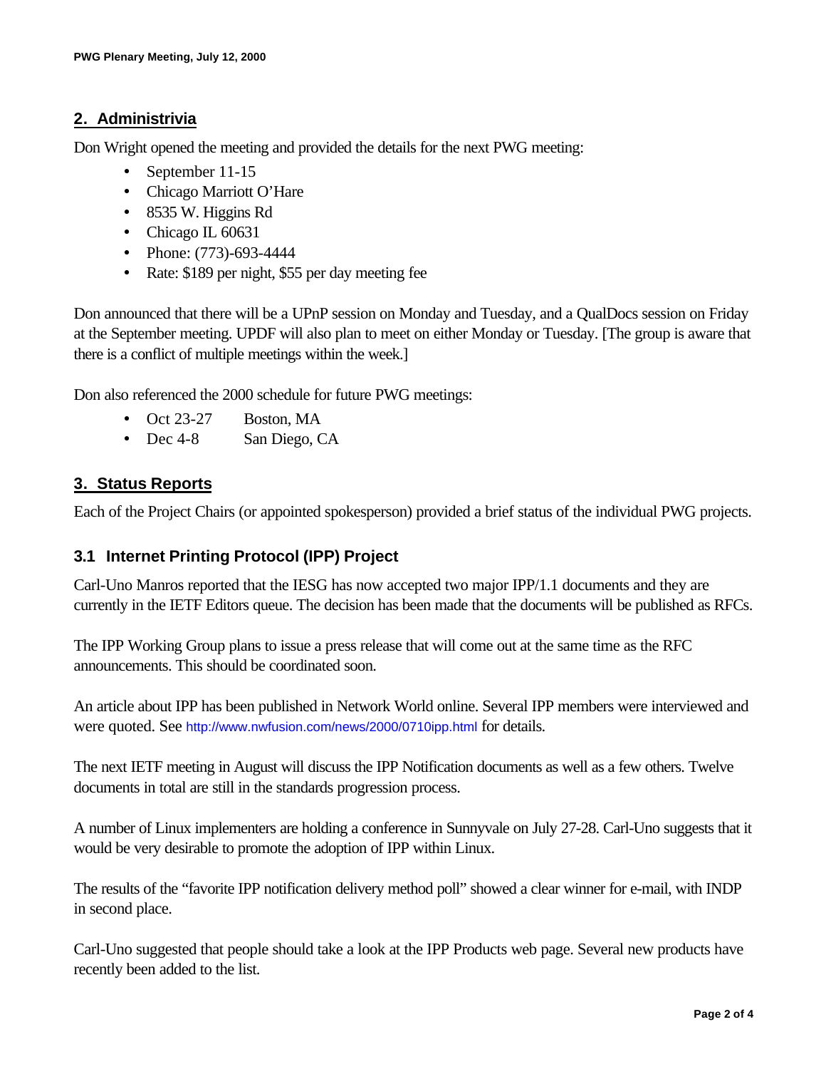## 2. Administrivia

Don Wright opened the meeting and provided the details for the next PWG meeting:

- September 11-15
- Chicago Marriott O'Hare
- 8535 W. Higgins Rd
- Chicago IL 60631
- Phone: (773)-693-4444
- Rate: $189 per night, $55 per day meeting fee

Don announced that there will be a UPnP session on Monday and Tuesday, and a QualDocs session on Friday at the September meeting. UPDF will also plan to meet on either Monday or Tuesday. [The group is aware that there is a conflict of multiple meetings within the week.]

Don also referenced the 2000 schedule for future PWG meetings:

- Oct 23-27 Boston, MA
- Dec 4-8 San Diego, CA

## 3. Status Reports

Each of the Project Chairs (or appointed spokesperson) provided a brief status of the individual PWG projects.

### 3.1 Internet Printing Protocol (IPP) Project

Carl-Uno Manros reported that the IESG has now accepted two major IPP/1.1 documents and they are currently in the IETF Editors queue. The decision has been made that the documents will be published as RFCs.

The IPP Working Group plans to issue a press release that will come out at the same time as the RFC announcements. This should be coordinated soon.

An article about IPP has been published in Network World online. Several IPP members were interviewed and were quoted. See http://www.nwfusion.com/news/2000/0710ipp.html for details.

The next IETF meeting in August will discuss the IPP Notification documents as well as a few others. Twelve documents in total are still in the standards progression process.

A number of Linux implementers are holding a conference in Sunnyvale on July 27-28. Carl-Uno suggests that it would be very desirable to promote the adoption of IPP within Linux.

The results of the "favorite IPP notification delivery method poll" showed a clear winner for e-mail, with INDP in second place.

Carl-Uno suggested that people should take a look at the IPP Products web page. Several new products have recently been added to the list.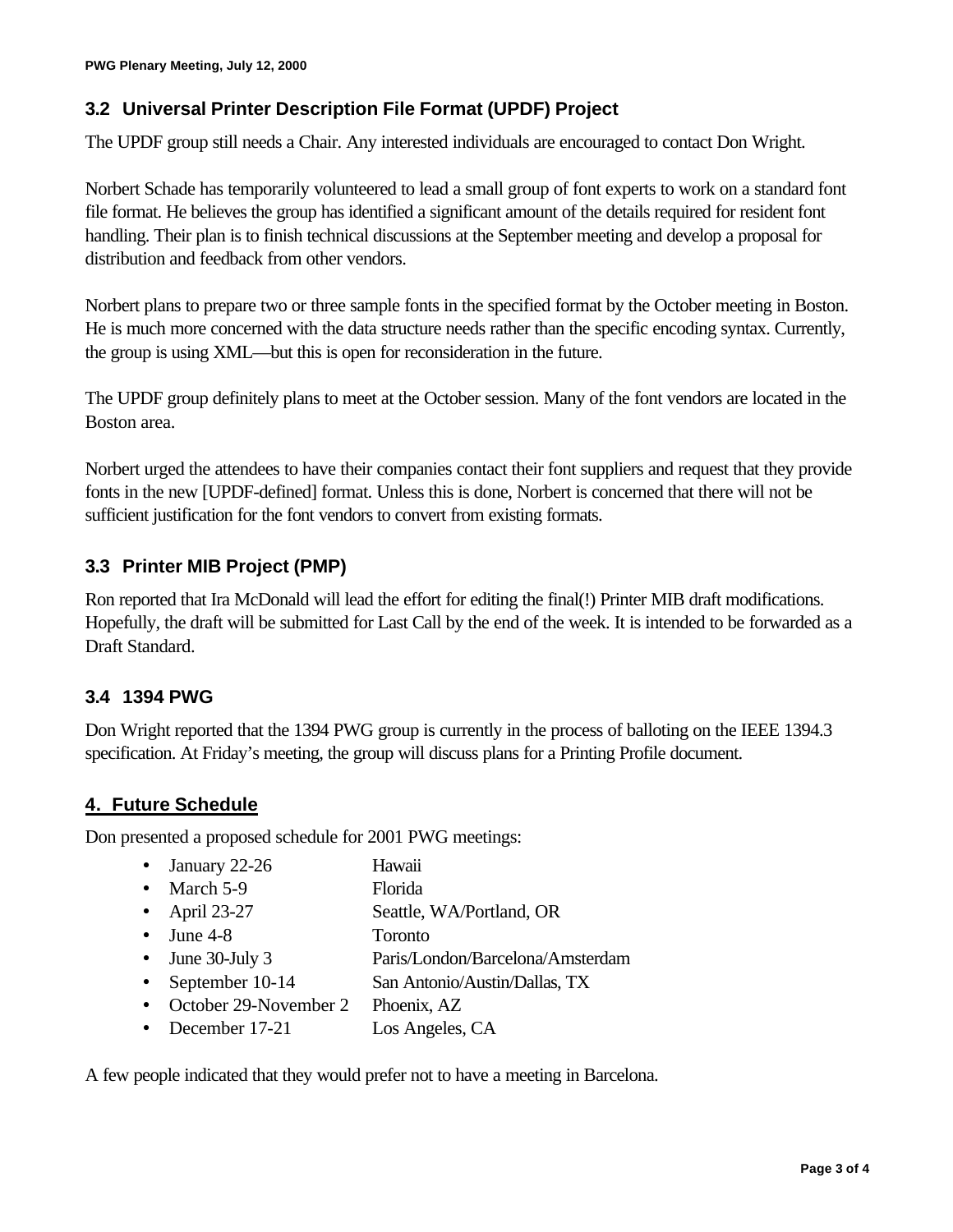### 3.2 Universal Printer Description File Format (UPDF) Project

The UPDF group still needs a Chair. Any interested individuals are encouraged to contact Don Wright.

Norbert Schade has temporarily volunteered to lead a small group of font experts to work on a standard font file format. He believes the group has identified a significant amount of the details required for resident font handling. Their plan is to finish technical discussions at the September meeting and develop a proposal for distribution and feedback from other vendors.

Norbert plans to prepare two or three sample fonts in the specified format by the October meeting in Boston. He is much more concerned with the data structure needs rather than the specific encoding syntax. Currently, the group is using XML—but this is open for reconsideration in the future.

The UPDF group definitely plans to meet at the October session. Many of the font vendors are located in the Boston area.

Norbert urged the attendees to have their companies contact their font suppliers and request that they provide fonts in the new [UPDF-defined] format. Unless this is done, Norbert is concerned that there will not be sufficient justification for the font vendors to convert from existing formats.

### 3.3 Printer MIB Project (PMP)

Ron reported that Ira McDonald will lead the effort for editing the final(!) Printer MIB draft modifications. Hopefully, the draft will be submitted for Last Call by the end of the week. It is intended to be forwarded as a Draft Standard.

### 3.4 1394 PWG

Don Wright reported that the 1394 PWG group is currently in the process of balloting on the IEEE 1394.3 specification. At Friday's meeting, the group will discuss plans for a Printing Profile document.

## 4. Future Schedule

Don presented a proposed schedule for 2001 PWG meetings:

- January 22-26 Hawaii
- March 5-9 Florida
- April 23-27 Seattle, WA/Portland, OR
- June 4-8 Toronto
- June 30-July 3 Paris/London/Barcelona/Amsterdam
- September 10-14 San Antonio/Austin/Dallas, TX
- October 29-November 2 Phoenix, AZ
- December 17-21 Los Angeles, CA

A few people indicated that they would prefer not to have a meeting in Barcelona.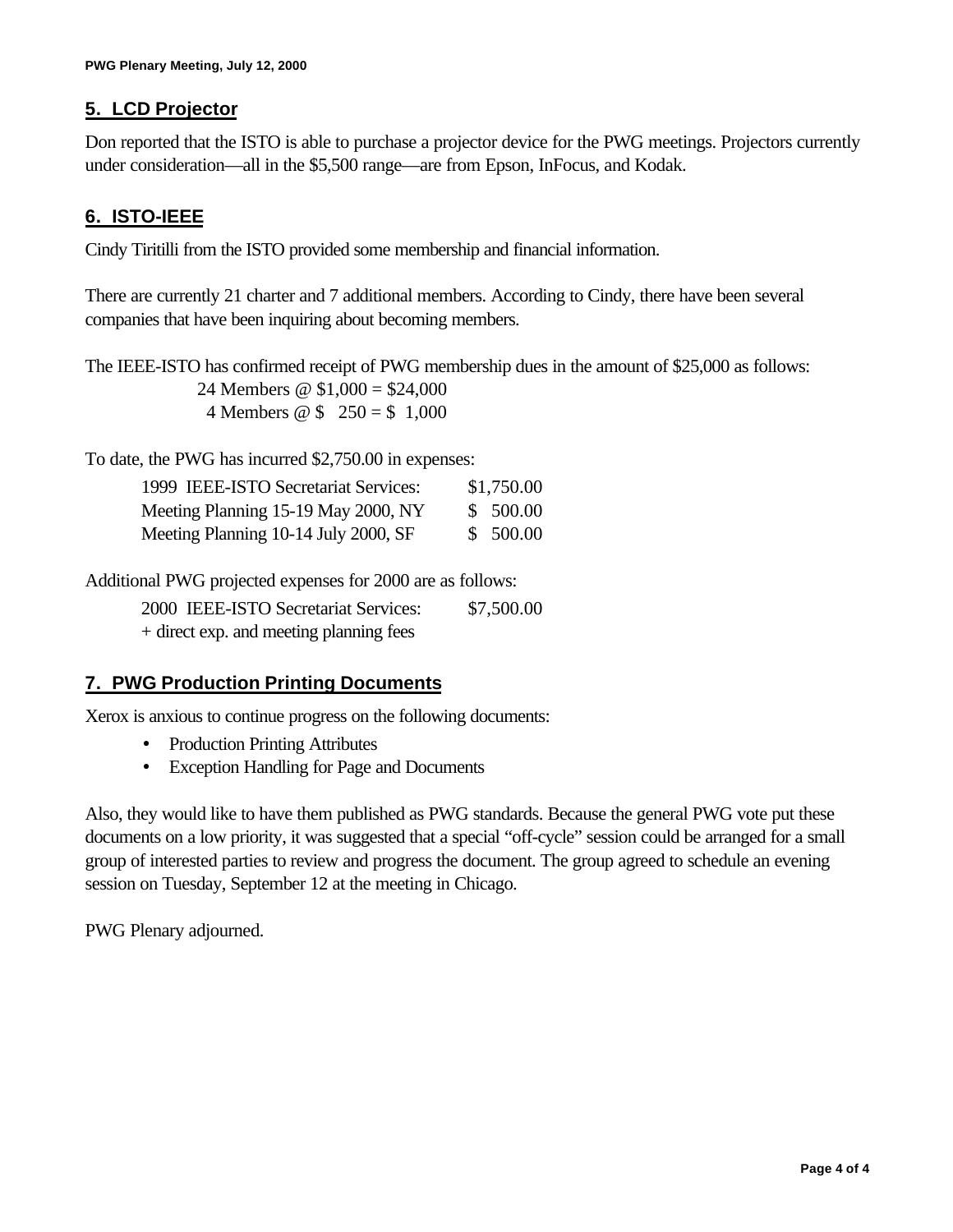## 5. LCD Projector

Don reported that the ISTO is able to purchase a projector device for the PWG meetings. Projectors currently under consideration—all in the $5,500 range—are from Epson, InFocus, and Kodak.

## 6. ISTO-IEEE

Cindy Tiritilli from the ISTO provided some membership and financial information.

There are currently 21 charter and 7 additional members. According to Cindy, there have been several companies that have been inquiring about becoming members.

The IEEE-ISTO has confirmed receipt of PWG membership dues in the amount of $25,000 as follows:

24 Members @ $1,000 = $24,000
4 Members @ $ 250 = $ 1,000

To date, the PWG has incurred $2,750.00 in expenses:

| | |
|---|---|
| 1999 IEEE-ISTO Secretariat Services: | $1,750.00 |
| Meeting Planning 15-19 May 2000, NY | $ 500.00 |
| Meeting Planning 10-14 July 2000, SF | $ 500.00 |

Additional PWG projected expenses for 2000 are as follows:

| | |
|---|---|
| 2000 IEEE-ISTO Secretariat Services: | $7,500.00 |
| + direct exp. and meeting planning fees | |

## 7. PWG Production Printing Documents

Xerox is anxious to continue progress on the following documents:

- Production Printing Attributes
- Exception Handling for Page and Documents

Also, they would like to have them published as PWG standards. Because the general PWG vote put these documents on a low priority, it was suggested that a special "off-cycle" session could be arranged for a small group of interested parties to review and progress the document. The group agreed to schedule an evening session on Tuesday, September 12 at the meeting in Chicago.

PWG Plenary adjourned.